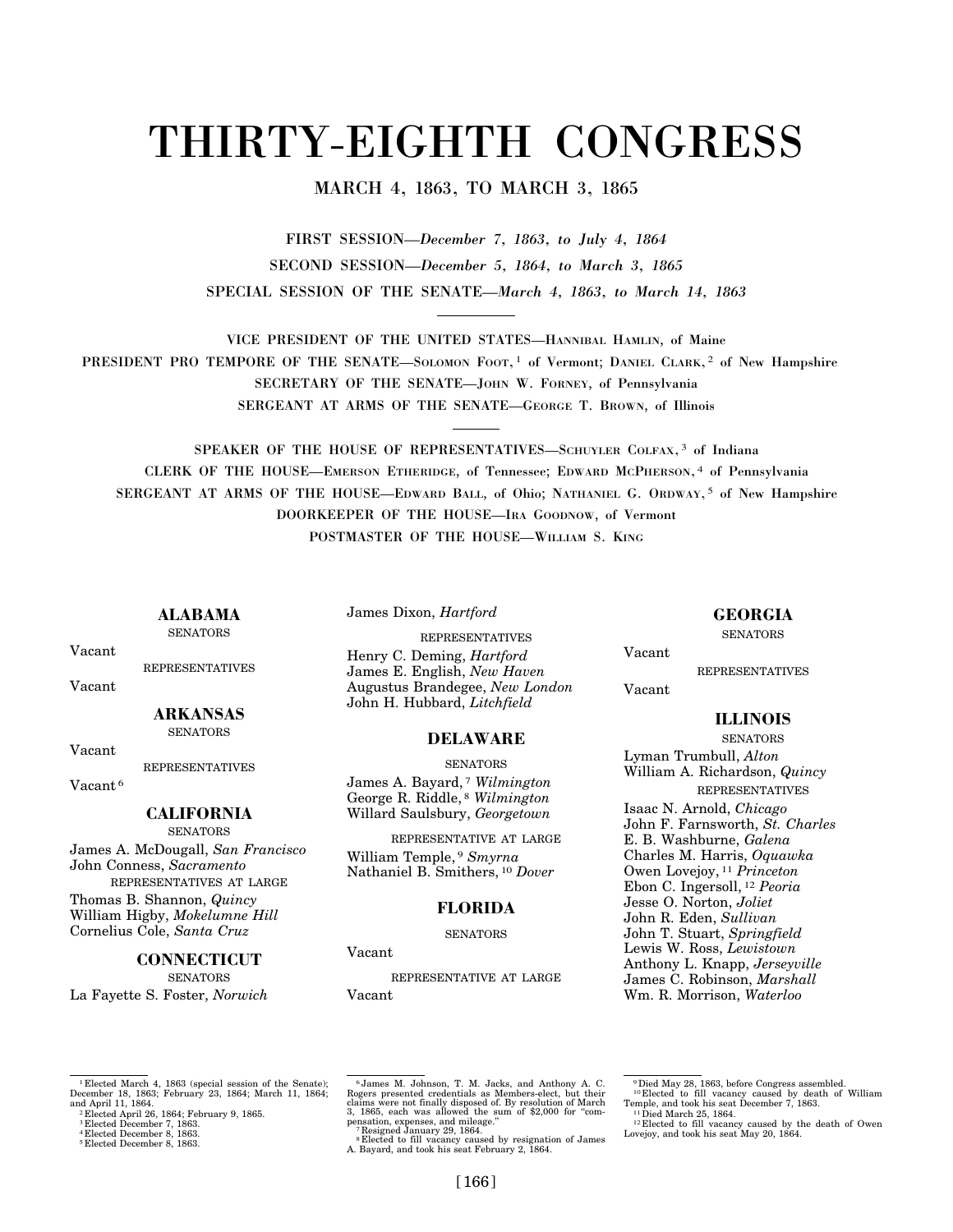# THIRTY-EIGHTH CONGRESS

MARCH 4, 1863, TO MARCH 3, 1865

FIRST SESSION—*December 7, 1863, to July 4, 1864*

SECOND SESSION—*December 5, 1864, to March 3, 1865*

SPECIAL SESSION OF THE SENATE—*March 4, 1863, to March 14, 1863*

---

VICE PRESIDENT OF THE UNITED STATES—HANNIBAL HAMLIN, of Maine

PRESIDENT PRO TEMPORE OF THE SENATE—SOLOMON FOOT,[1] of Vermont; DANIEL CLARK,[2] of New Hampshire

SECRETARY OF THE SENATE—JOHN W. FORNEY, of Pennsylvania

SERGEANT AT ARMS OF THE SENATE—GEORGE T. BROWN, of Illinois

---

SPEAKER OF THE HOUSE OF REPRESENTATIVES—SCHUYLER COLFAX,[3] of Indiana

CLERK OF THE HOUSE—EMERSON ETHERIDGE, of Tennessee; EDWARD MCPHERSON,[4] of Pennsylvania

SERGEANT AT ARMS OF THE HOUSE—EDWARD BALL, of Ohio; NATHANIEL G. ORDWAY,[5] of New Hampshire

DOORKEEPER OF THE HOUSE—IRA GOODNOW, of Vermont

POSTMASTER OF THE HOUSE—WILLIAM S. KING

## ALABAMA

SENATORS

Vacant

REPRESENTATIVES

Vacant

## ARKANSAS

SENATORS

Vacant

REPRESENTATIVES

Vacant[6]

## CALIFORNIA

SENATORS

James A. McDougall, *San Francisco*
John Conness, *Sacramento*

REPRESENTATIVES AT LARGE

Thomas B. Shannon, *Quincy*
William Higby, *Mokelumne Hill*
Cornelius Cole, *Santa Cruz*

## CONNECTICUT

SENATORS

La Fayette S. Foster, *Norwich*
James Dixon, *Hartford*

REPRESENTATIVES

Henry C. Deming, *Hartford*
James E. English, *New Haven*
Augustus Brandegee, *New London*
John H. Hubbard, *Litchfield*

## DELAWARE

SENATORS

James A. Bayard,[7] *Wilmington*
George R. Riddle,[8] *Wilmington*
Willard Saulsbury, *Georgetown*

REPRESENTATIVE AT LARGE

William Temple,[9] *Smyrna*
Nathaniel B. Smithers,[10] *Dover*

## FLORIDA

SENATORS

Vacant

REPRESENTATIVE AT LARGE

Vacant

## GEORGIA

SENATORS

Vacant

REPRESENTATIVES

Vacant

## ILLINOIS

SENATORS

Lyman Trumbull, *Alton*
William A. Richardson, *Quincy*

REPRESENTATIVES

Isaac N. Arnold, *Chicago*
John F. Farnsworth, *St. Charles*
E. B. Washburne, *Galena*
Charles M. Harris, *Oquawka*
Owen Lovejoy,[11] *Princeton*
Ebon C. Ingersoll,[12] *Peoria*
Jesse O. Norton, *Joliet*
John R. Eden, *Sullivan*
John T. Stuart, *Springfield*
Lewis W. Ross, *Lewistown*
Anthony L. Knapp, *Jerseyville*
James C. Robinson, *Marshall*
Wm. R. Morrison, *Waterloo*

---

[1] Elected March 4, 1863 (special session of the Senate); December 18, 1863; February 23, 1864; March 11, 1864; and April 11, 1864.
[2] Elected April 26, 1864; February 9, 1865.
[3] Elected December 7, 1863.
[4] Elected December 8, 1863.
[5] Elected December 8, 1863.
[6] James M. Johnson, T. M. Jacks, and Anthony A. C. Rogers presented credentials as Members-elect, but their claims were not finally disposed of. By resolution of March 3, 1865, each was allowed the sum of $2,000 for "compensation, expenses, and mileage."
[7] Resigned January 29, 1864.
[8] Elected to fill vacancy caused by resignation of James A. Bayard, and took his seat February 2, 1864.
[9] Died May 28, 1863, before Congress assembled.
[10] Elected to fill vacancy caused by death of William Temple, and took his seat December 7, 1863.
[11] Died March 25, 1864.
[12] Elected to fill vacancy caused by the death of Owen Lovejoy, and took his seat May 20, 1864.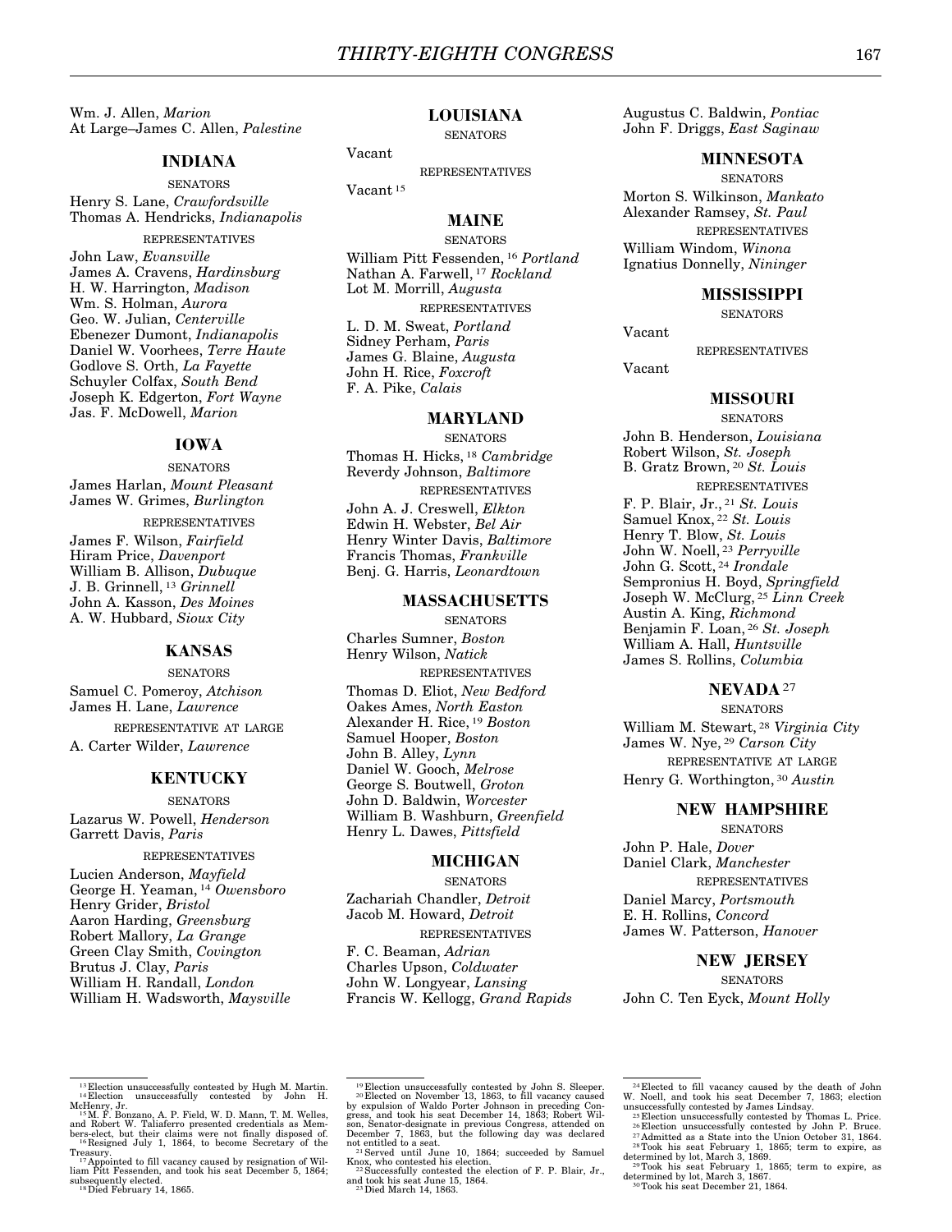Wm. J. Allen, *Marion*
At Large–James C. Allen, *Palestine*

## INDIANA

SENATORS

Henry S. Lane, *Crawfordsville*
Thomas A. Hendricks, *Indianapolis*

REPRESENTATIVES

John Law, *Evansville*
James A. Cravens, *Hardinsburg*
H. W. Harrington, *Madison*
Wm. S. Holman, *Aurora*
Geo. W. Julian, *Centerville*
Ebenezer Dumont, *Indianapolis*
Daniel W. Voorhees, *Terre Haute*
Godlove S. Orth, *La Fayette*
Schuyler Colfax, *South Bend*
Joseph K. Edgerton, *Fort Wayne*
Jas. F. McDowell, *Marion*

## IOWA

SENATORS

James Harlan, *Mount Pleasant*
James W. Grimes, *Burlington*

REPRESENTATIVES

James F. Wilson, *Fairfield*
Hiram Price, *Davenport*
William B. Allison, *Dubuque*
J. B. Grinnell, [13] *Grinnell*
John A. Kasson, *Des Moines*
A. W. Hubbard, *Sioux City*

## KANSAS

SENATORS

Samuel C. Pomeroy, *Atchison*
James H. Lane, *Lawrence*

REPRESENTATIVE AT LARGE

A. Carter Wilder, *Lawrence*

## KENTUCKY

SENATORS

Lazarus W. Powell, *Henderson*
Garrett Davis, *Paris*

REPRESENTATIVES

Lucien Anderson, *Mayfield*
George H. Yeaman, [14] *Owensboro*
Henry Grider, *Bristol*
Aaron Harding, *Greensburg*
Robert Mallory, *La Grange*
Green Clay Smith, *Covington*
Brutus J. Clay, *Paris*
William H. Randall, *London*
William H. Wadsworth, *Maysville*

## LOUISIANA

SENATORS

Vacant

REPRESENTATIVES

Vacant [15]

## MAINE

SENATORS

William Pitt Fessenden, [16] *Portland*
Nathan A. Farwell, [17] *Rockland*
Lot M. Morrill, *Augusta*

REPRESENTATIVES

L. D. M. Sweat, *Portland*
Sidney Perham, *Paris*
James G. Blaine, *Augusta*
John H. Rice, *Foxcroft*
F. A. Pike, *Calais*

## MARYLAND

SENATORS

Thomas H. Hicks, [18] *Cambridge*
Reverdy Johnson, *Baltimore*

REPRESENTATIVES

John A. J. Creswell, *Elkton*
Edwin H. Webster, *Bel Air*
Henry Winter Davis, *Baltimore*
Francis Thomas, *Frankville*
Benj. G. Harris, *Leonardtown*

## MASSACHUSETTS

SENATORS

Charles Sumner, *Boston*
Henry Wilson, *Natick*

REPRESENTATIVES

Thomas D. Eliot, *New Bedford*
Oakes Ames, *North Easton*
Alexander H. Rice, [19] *Boston*
Samuel Hooper, *Boston*
John B. Alley, *Lynn*
Daniel W. Gooch, *Melrose*
George S. Boutwell, *Groton*
John D. Baldwin, *Worcester*
William B. Washburn, *Greenfield*
Henry L. Dawes, *Pittsfield*

## MICHIGAN

SENATORS

Zachariah Chandler, *Detroit*
Jacob M. Howard, *Detroit*

REPRESENTATIVES

F. C. Beaman, *Adrian*
Charles Upson, *Coldwater*
John W. Longyear, *Lansing*
Francis W. Kellogg, *Grand Rapids*
Augustus C. Baldwin, *Pontiac*
John F. Driggs, *East Saginaw*

## MINNESOTA

SENATORS

Morton S. Wilkinson, *Mankato*
Alexander Ramsey, *St. Paul*

REPRESENTATIVES

William Windom, *Winona*
Ignatius Donnelly, *Nininger*

## MISSISSIPPI

SENATORS

Vacant

REPRESENTATIVES

Vacant

## MISSOURI

SENATORS

John B. Henderson, *Louisiana*
Robert Wilson, *St. Joseph*
B. Gratz Brown, [20] *St. Louis*

REPRESENTATIVES

F. P. Blair, Jr., [21] *St. Louis*
Samuel Knox, [22] *St. Louis*
Henry T. Blow, *St. Louis*
John W. Noell, [23] *Perryville*
John G. Scott, [24] *Irondale*
Sempronius H. Boyd, *Springfield*
Joseph W. McClurg, [25] *Linn Creek*
Austin A. King, *Richmond*
Benjamin F. Loan, [26] *St. Joseph*
William A. Hall, *Huntsville*
James S. Rollins, *Columbia*

## NEVADA [27]

SENATORS

William M. Stewart, [28] *Virginia City*
James W. Nye, [29] *Carson City*

REPRESENTATIVE AT LARGE

Henry G. Worthington, [30] *Austin*

## NEW HAMPSHIRE

SENATORS

John P. Hale, *Dover*
Daniel Clark, *Manchester*

REPRESENTATIVES

Daniel Marcy, *Portsmouth*
E. H. Rollins, *Concord*
James W. Patterson, *Hanover*

## NEW JERSEY

SENATORS

John C. Ten Eyck, *Mount Holly*

---

[13] Election unsuccessfully contested by Hugh M. Martin.
[14] Election unsuccessfully contested by John H. McHenry, Jr.
[15] M. F. Bonzano, A. P. Field, W. D. Mann, T. M. Welles, and Robert W. Taliaferro presented credentials as Members-elect, but their claims were not finally disposed of.
[16] Resigned July 1, 1864, to become Secretary of the Treasury.
[17] Appointed to fill vacancy caused by resignation of William Pitt Fessenden, and took his seat December 5, 1864; subsequently elected.
[18] Died February 14, 1865.
[19] Election unsuccessfully contested by John S. Sleeper.
[20] Elected on November 13, 1863, to fill vacancy caused by expulsion of Waldo Porter Johnson in preceding Congress, and took his seat December 14, 1863; Robert Wilson, Senator-designate in previous Congress, attended on December 7, 1863, but the following day was declared not entitled to a seat.
[21] Served until June 10, 1864; succeeded by Samuel Knox, who contested his election.
[22] Successfully contested the election of F. P. Blair, Jr., and took his seat June 15, 1864.
[23] Died March 14, 1863.
[24] Elected to fill vacancy caused by the death of John W. Noell, and took his seat December 7, 1863; election unsuccessfully contested by James Lindsay.
[25] Election unsuccessfully contested by Thomas L. Price.
[26] Election unsuccessfully contested by John P. Bruce.
[27] Admitted as a State into the Union October 31, 1864.
[28] Took his seat February 1, 1865; term to expire, as determined by lot, March 3, 1869.
[29] Took his seat February 1, 1865; term to expire, as determined by lot, March 3, 1867.
[30] Took his seat December 21, 1864.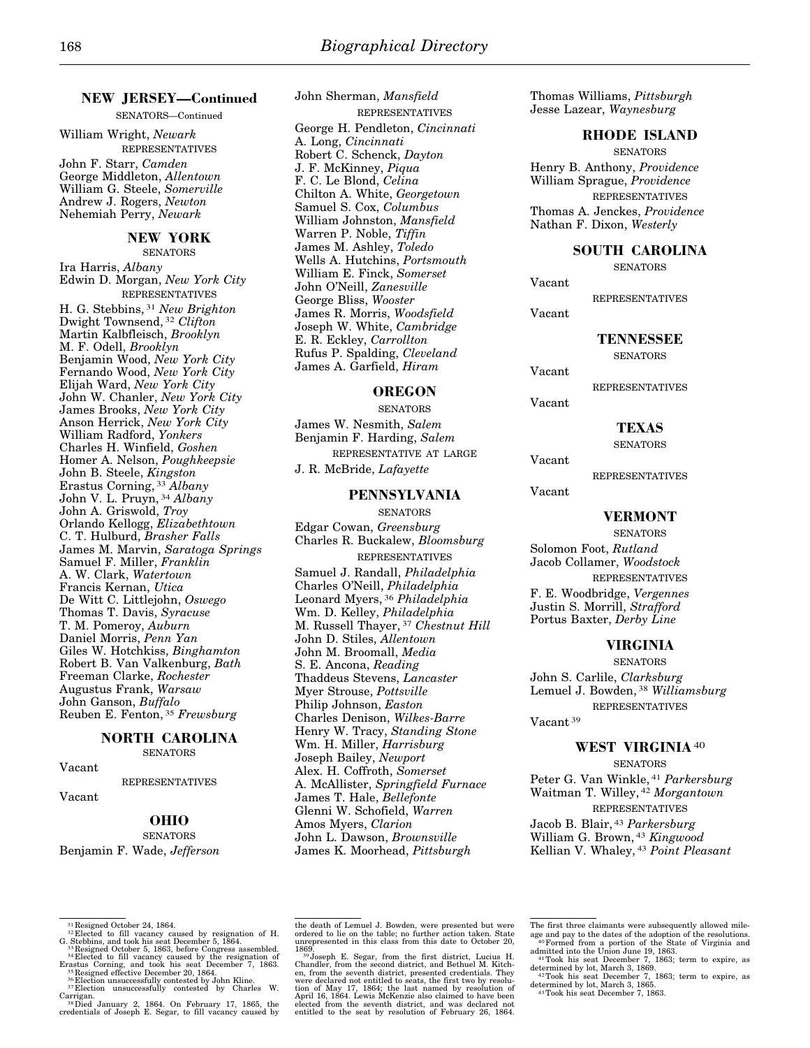## NEW JERSEY—Continued

SENATORS—Continued

William Wright, *Newark*

REPRESENTATIVES

John F. Starr, *Camden*
George Middleton, *Allentown*
William G. Steele, *Somerville*
Andrew J. Rogers, *Newton*
Nehemiah Perry, *Newark*

## NEW YORK

SENATORS

Ira Harris, *Albany*
Edwin D. Morgan, *New York City*

REPRESENTATIVES

H. G. Stebbins, [31] *New Brighton*
Dwight Townsend, [32] *Clifton*
Martin Kalbfleisch, *Brooklyn*
M. F. Odell, *Brooklyn*
Benjamin Wood, *New York City*
Fernando Wood, *New York City*
Elijah Ward, *New York City*
John W. Chanler, *New York City*
James Brooks, *New York City*
Anson Herrick, *New York City*
William Radford, *Yonkers*
Charles H. Winfield, *Goshen*
Homer A. Nelson, *Poughkeepsie*
John B. Steele, *Kingston*
Erastus Corning, [33] *Albany*
John V. L. Pruyn, [34] *Albany*
John A. Griswold, *Troy*
Orlando Kellogg, *Elizabethtown*
C. T. Hulburd, *Brasher Falls*
James M. Marvin, *Saratoga Springs*
Samuel F. Miller, *Franklin*
A. W. Clark, *Watertown*
Francis Kernan, *Utica*
De Witt C. Littlejohn, *Oswego*
Thomas T. Davis, *Syracuse*
T. M. Pomeroy, *Auburn*
Daniel Morris, *Penn Yan*
Giles W. Hotchkiss, *Binghamton*
Robert B. Van Valkenburg, *Bath*
Freeman Clarke, *Rochester*
Augustus Frank, *Warsaw*
John Ganson, *Buffalo*
Reuben E. Fenton, [35] *Frewsburg*

## NORTH CAROLINA

SENATORS

Vacant

REPRESENTATIVES

Vacant

## OHIO

SENATORS

Benjamin F. Wade, *Jefferson*
John Sherman, *Mansfield*

REPRESENTATIVES

George H. Pendleton, *Cincinnati*
A. Long, *Cincinnati*
Robert C. Schenck, *Dayton*
J. F. McKinney, *Piqua*
F. C. Le Blond, *Celina*
Chilton A. White, *Georgetown*
Samuel S. Cox, *Columbus*
William Johnston, *Mansfield*
Warren P. Noble, *Tiffin*
James M. Ashley, *Toledo*
Wells A. Hutchins, *Portsmouth*
William E. Finck, *Somerset*
John O'Neill, *Zanesville*
George Bliss, *Wooster*
James R. Morris, *Woodsfield*
Joseph W. White, *Cambridge*
E. R. Eckley, *Carrollton*
Rufus P. Spalding, *Cleveland*
James A. Garfield, *Hiram*

## OREGON

SENATORS

James W. Nesmith, *Salem*
Benjamin F. Harding, *Salem*

REPRESENTATIVE AT LARGE

J. R. McBride, *Lafayette*

## PENNSYLVANIA

SENATORS

Edgar Cowan, *Greensburg*
Charles R. Buckalew, *Bloomsburg*

REPRESENTATIVES

Samuel J. Randall, *Philadelphia*
Charles O'Neill, *Philadelphia*
Leonard Myers, [36] *Philadelphia*
Wm. D. Kelley, *Philadelphia*
M. Russell Thayer, [37] *Chestnut Hill*
John D. Stiles, *Allentown*
John M. Broomall, *Media*
S. E. Ancona, *Reading*
Thaddeus Stevens, *Lancaster*
Myer Strouse, *Pottsville*
Philip Johnson, *Easton*
Charles Denison, *Wilkes-Barre*
Henry W. Tracy, *Standing Stone*
Wm. H. Miller, *Harrisburg*
Joseph Bailey, *Newport*
Alex. H. Coffroth, *Somerset*
A. McAllister, *Springfield Furnace*
James T. Hale, *Bellefonte*
Glenni W. Schofield, *Warren*
Amos Myers, *Clarion*
John L. Dawson, *Brownsville*
James K. Moorhead, *Pittsburgh*
Thomas Williams, *Pittsburgh*
Jesse Lazear, *Waynesburg*

## RHODE ISLAND

SENATORS

Henry B. Anthony, *Providence*
William Sprague, *Providence*

REPRESENTATIVES

Thomas A. Jenckes, *Providence*
Nathan F. Dixon, *Westerly*

## SOUTH CAROLINA

SENATORS

Vacant

REPRESENTATIVES

Vacant

## TENNESSEE

SENATORS

Vacant

REPRESENTATIVES

Vacant

## TEXAS

SENATORS

Vacant

REPRESENTATIVES

Vacant

## VERMONT

SENATORS

Solomon Foot, *Rutland*
Jacob Collamer, *Woodstock*

REPRESENTATIVES

F. E. Woodbridge, *Vergennes*
Justin S. Morrill, *Strafford*
Portus Baxter, *Derby Line*

## VIRGINIA

SENATORS

John S. Carlile, *Clarksburg*
Lemuel J. Bowden, [38] *Williamsburg*

REPRESENTATIVES

Vacant [39]

## WEST VIRGINIA [40]

SENATORS

Peter G. Van Winkle, [41] *Parkersburg*
Waitman T. Willey, [42] *Morgantown*

REPRESENTATIVES

Jacob B. Blair, [43] *Parkersburg*
William G. Brown, [43] *Kingwood*
Kellian V. Whaley, [43] *Point Pleasant*

---

[31] Resigned October 24, 1864.

[32] Elected to fill vacancy caused by resignation of H. G. Stebbins, and took his seat December 5, 1864.

[33] Resigned October 5, 1863, before Congress assembled.

[34] Elected to fill vacancy caused by the resignation of Erastus Corning, and took his seat December 7, 1863.

[35] Resigned effective December 20, 1864.

[36] Election unsuccessfully contested by John Kline.

[37] Election unsuccessfully contested by Charles W. Carrigan.

[38] Died January 2, 1864. On February 17, 1865, the credentials of Joseph E. Segar, to fill vacancy caused by the death of Lemuel J. Bowden, were presented but were ordered to lie on the table; no further action taken. State unrepresented in this class from this date to October 20, 1869.

[39] Joseph E. Segar, from the first district, Lucius H. Chandler, from the second district, and Bethuel M. Kitchen, from the seventh district, presented credentials. They were declared not entitled to seats, the first two by resolution of May 17, 1864; the last named by resolution of April 16, 1864. Lewis McKenzie also claimed to have been elected from the seventh district, and was declared not entitled to the seat by resolution of February 26, 1864. The first three claimants were subsequently allowed mileage and pay to the dates of the adoption of the resolutions.

[40] Formed from a portion of the State of Virginia and admitted into the Union June 19, 1863.

[41] Took his seat December 7, 1863; term to expire, as determined by lot, March 3, 1869.

[42] Took his seat December 7, 1863; term to expire, as determined by lot, March 3, 1865.

[43] Took his seat December 7, 1863.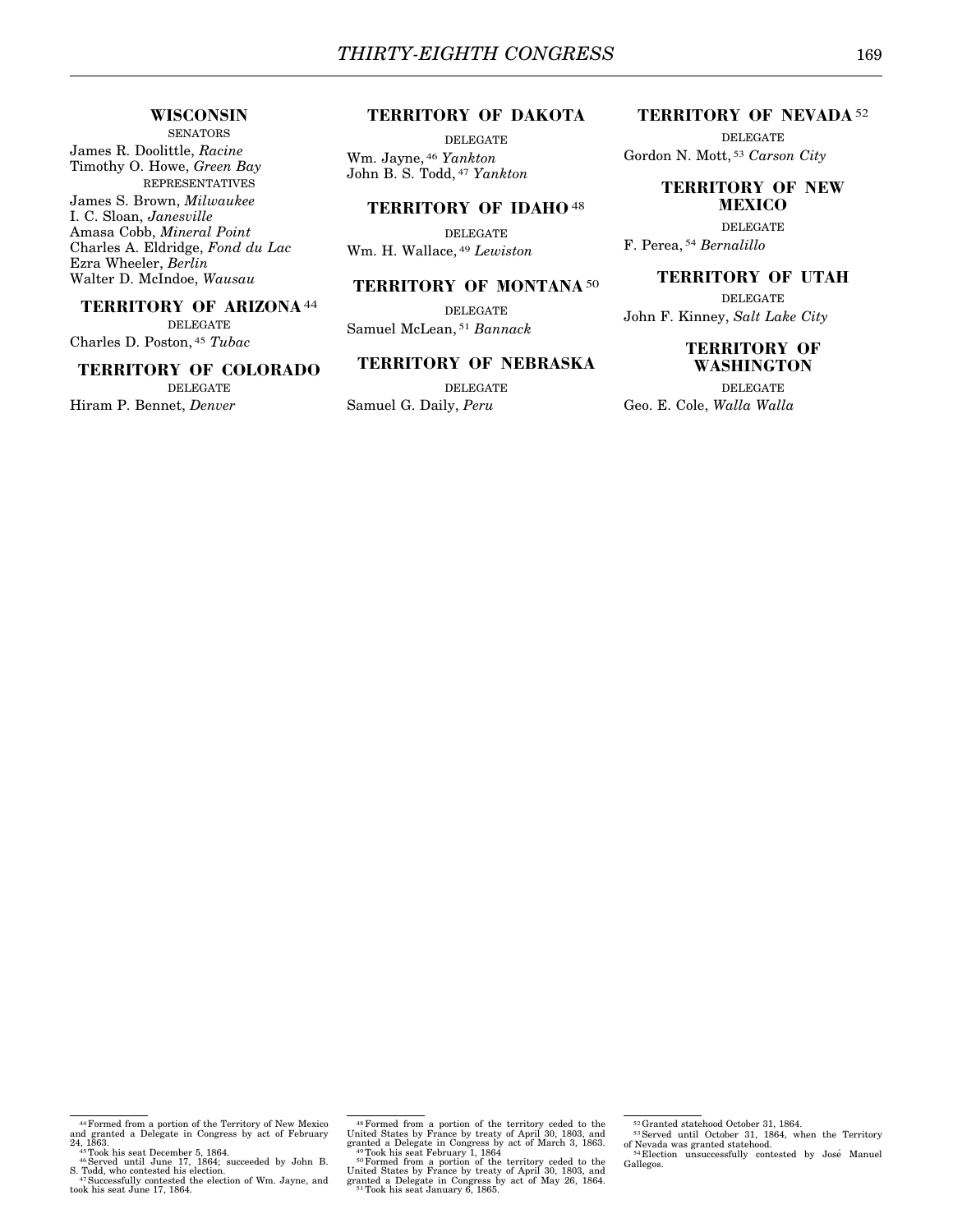## WISCONSIN

SENATORS

James R. Doolittle, *Racine*
Timothy O. Howe, *Green Bay*

REPRESENTATIVES

James S. Brown, *Milwaukee*
I. C. Sloan, *Janesville*
Amasa Cobb, *Mineral Point*
Charles A. Eldridge, *Fond du Lac*
Ezra Wheeler, *Berlin*
Walter D. McIndoe, *Wausau*

## TERRITORY OF ARIZONA [44]

DELEGATE

Charles D. Poston, [45] *Tubac*

## TERRITORY OF COLORADO

DELEGATE

Hiram P. Bennet, *Denver*

## TERRITORY OF DAKOTA

DELEGATE

Wm. Jayne, [46] *Yankton*
John B. S. Todd, [47] *Yankton*

## TERRITORY OF IDAHO [48]

DELEGATE

Wm. H. Wallace, [49] *Lewiston*

## TERRITORY OF MONTANA [50]

DELEGATE

Samuel McLean, [51] *Bannack*

## TERRITORY OF NEBRASKA

DELEGATE

Samuel G. Daily, *Peru*

## TERRITORY OF NEVADA [52]

DELEGATE

Gordon N. Mott, [53] *Carson City*

## TERRITORY OF NEW MEXICO

DELEGATE

F. Perea, [54] *Bernalillo*

## TERRITORY OF UTAH

DELEGATE

John F. Kinney, *Salt Lake City*

## TERRITORY OF WASHINGTON

DELEGATE

Geo. E. Cole, *Walla Walla*

---

[44] Formed from a portion of the Territory of New Mexico and granted a Delegate in Congress by act of February 24, 1863.

[45] Took his seat December 5, 1864.

[46] Served until June 17, 1864; succeeded by John B. S. Todd, who contested his election.

[47] Successfully contested the election of Wm. Jayne, and took his seat June 17, 1864.

[48] Formed from a portion of the territory ceded to the United States by France by treaty of April 30, 1803, and granted a Delegate in Congress by act of March 3, 1863.

[49] Took his seat February 1, 1864

[50] Formed from a portion of the territory ceded to the United States by France by treaty of April 30, 1803, and granted a Delegate in Congress by act of May 26, 1864.

[51] Took his seat January 6, 1865.

[52] Granted statehood October 31, 1864.

[53] Served until October 31, 1864, when the Territory of Nevada was granted statehood.

[54] Election unsuccessfully contested by José Manuel Gallegos.